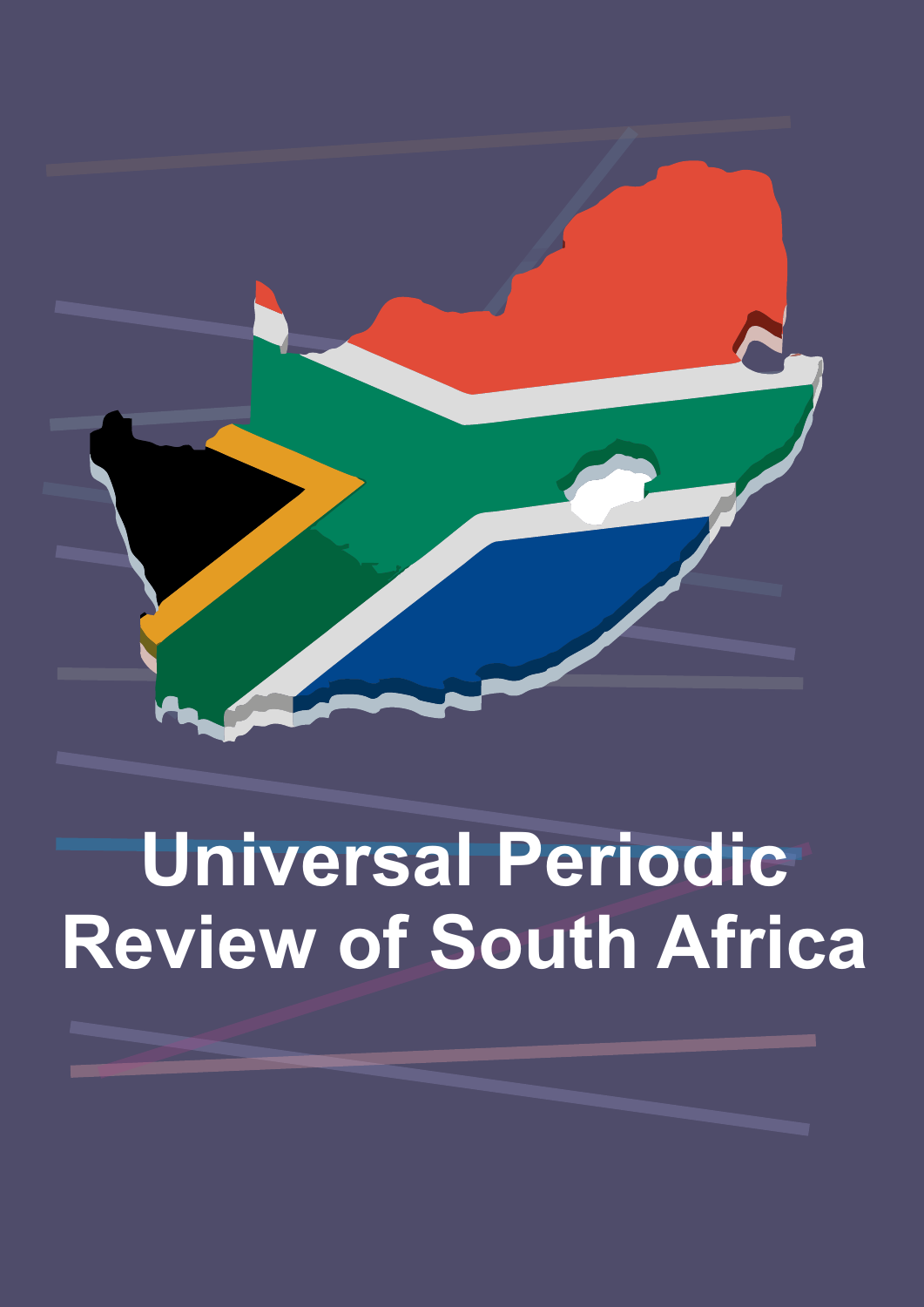# Universal Periodic Review of South Africa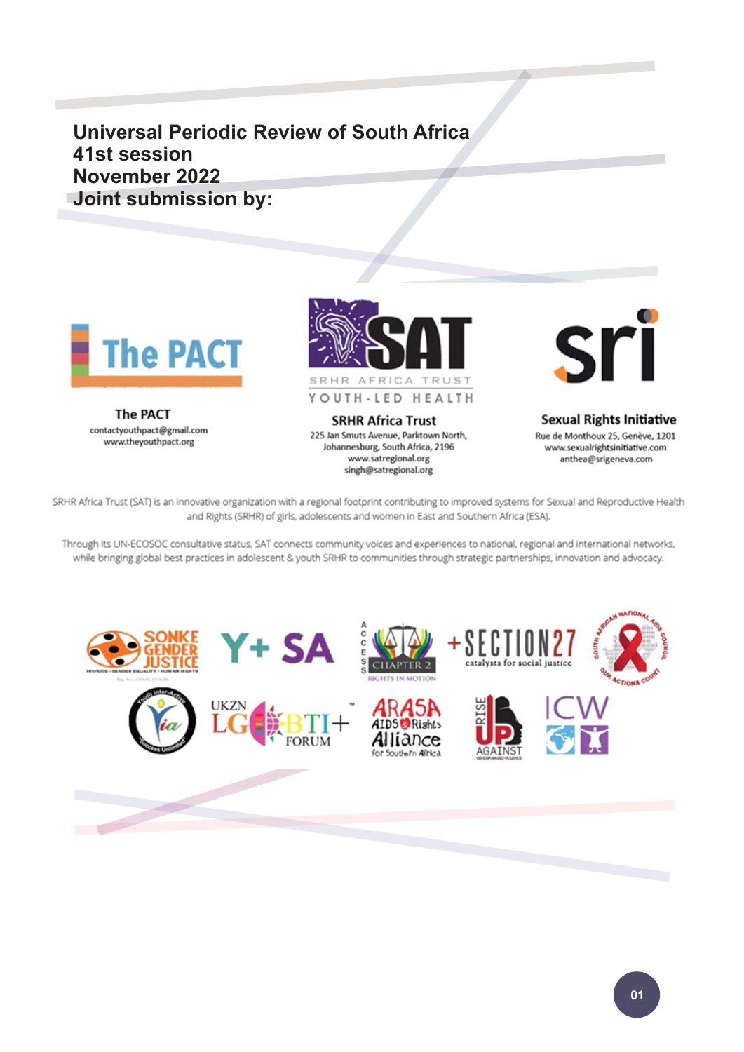# Universal Periodic Review of South Africa
## 41st session
## November 2022
## Joint submission by:

**The PACT**
contactyouthpact@gmail.com
www.theyouthpact.org

**SRHR Africa Trust**
225 Jan Smuts Avenue, Parktown North,
Johannesburg, South Africa, 2196
www.satregional.org
singh@satregional.org

**Sexual Rights Initiative**
Rue de Monthoux 25, Genève, 1201
www.sexualrightsinitiative.com
anthea@srigeneva.com

SRHR Africa Trust (SAT) is an innovative organization with a regional footprint contributing to improved systems for Sexual and Reproductive Health and Rights (SRHR) of girls, adolescents and women in East and Southern Africa (ESA).

Through its UN-ECOSOC consultative status, SAT connects community voices and experiences to national, regional and international networks, while bringing global best practices in adolescent & youth SRHR to communities through strategic partnerships, innovation and advocacy.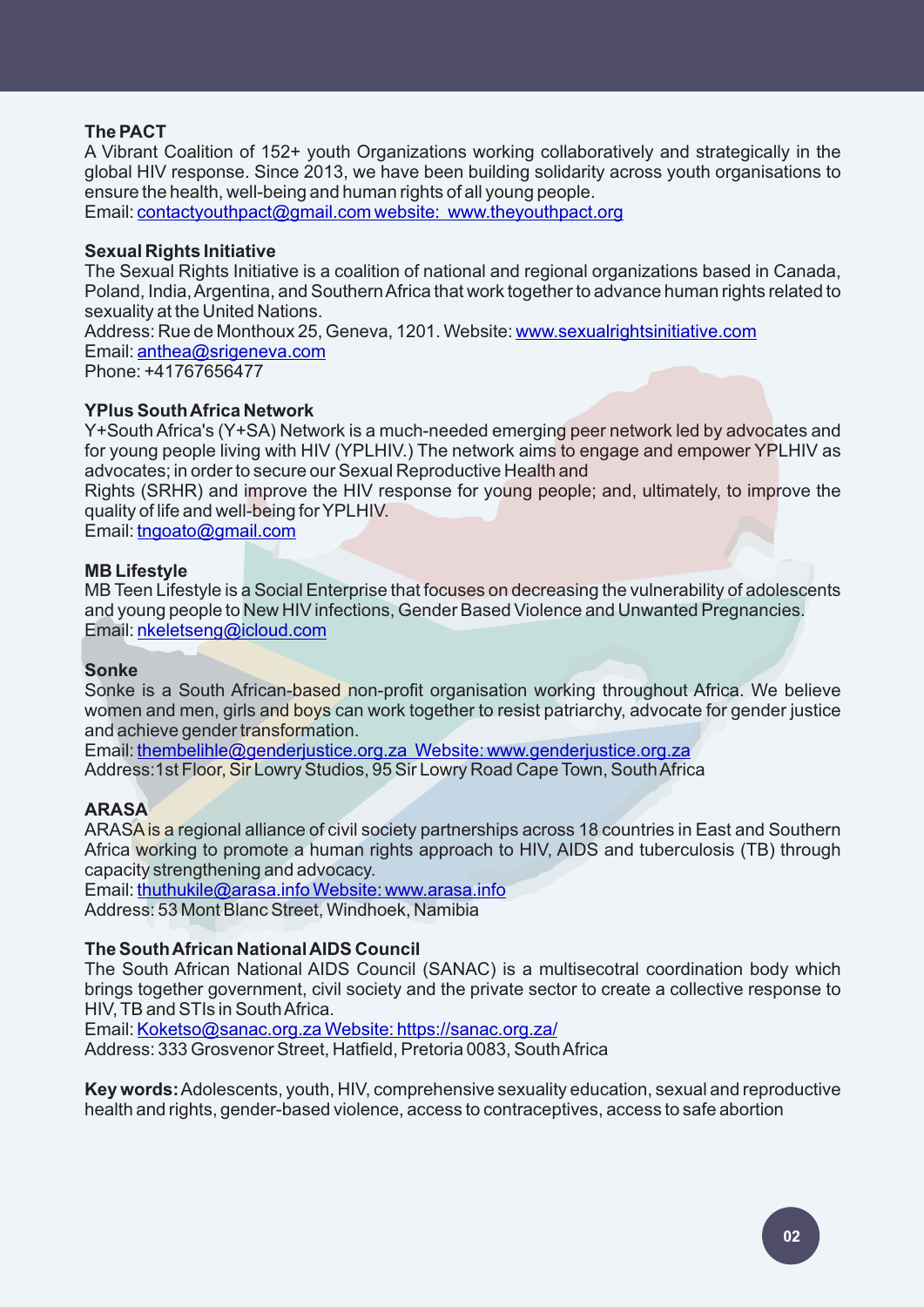**The PACT**

A Vibrant Coalition of 152+ youth Organizations working collaboratively and strategically in the global HIV response. Since 2013, we have been building solidarity across youth organisations to ensure the health, well-being and human rights of all young people.

Email: contactyouthpact@gmail.com website: www.theyouthpact.org

**Sexual Rights Initiative**

The Sexual Rights Initiative is a coalition of national and regional organizations based in Canada, Poland, India, Argentina, and Southern Africa that work together to advance human rights related to sexuality at the United Nations.

Address: Rue de Monthoux 25, Geneva, 1201. Website: www.sexualrightsinitiative.com

Email: anthea@srigeneva.com

Phone: +41767656477

**YPlus South Africa Network**

Y+South Africa's (Y+SA) Network is a much-needed emerging peer network led by advocates and for young people living with HIV (YPLHIV.) The network aims to engage and empower YPLHIV as advocates; in order to secure our Sexual Reproductive Health and

Rights (SRHR) and improve the HIV response for young people; and, ultimately, to improve the quality of life and well-being for YPLHIV.

Email: tngoato@gmail.com

**MB Lifestyle**

MB Teen Lifestyle is a Social Enterprise that focuses on decreasing the vulnerability of adolescents and young people to New HIV infections, Gender Based Violence and Unwanted Pregnancies.

Email: nkeletseng@icloud.com

**Sonke**

Sonke is a South African-based non-profit organisation working throughout Africa. We believe women and men, girls and boys can work together to resist patriarchy, advocate for gender justice and achieve gender transformation.

Email: thembelihle@genderjustice.org.za Website: www.genderjustice.org.za

Address:1st Floor, Sir Lowry Studios, 95 Sir Lowry Road Cape Town, South Africa

**ARASA**

ARASA is a regional alliance of civil society partnerships across 18 countries in East and Southern Africa working to promote a human rights approach to HIV, AIDS and tuberculosis (TB) through capacity strengthening and advocacy.

Email: thuthukile@arasa.info Website: www.arasa.info

Address: 53 Mont Blanc Street, Windhoek, Namibia

**The South African National AIDS Council**

The South African National AIDS Council (SANAC) is a multisecotral coordination body which brings together government, civil society and the private sector to create a collective response to HIV, TB and STIs in South Africa.

Email: Koketso@sanac.org.za Website: https://sanac.org.za/

Address: 333 Grosvenor Street, Hatfield, Pretoria 0083, South Africa

**Key words:** Adolescents, youth, HIV, comprehensive sexuality education, sexual and reproductive health and rights, gender-based violence, access to contraceptives, access to safe abortion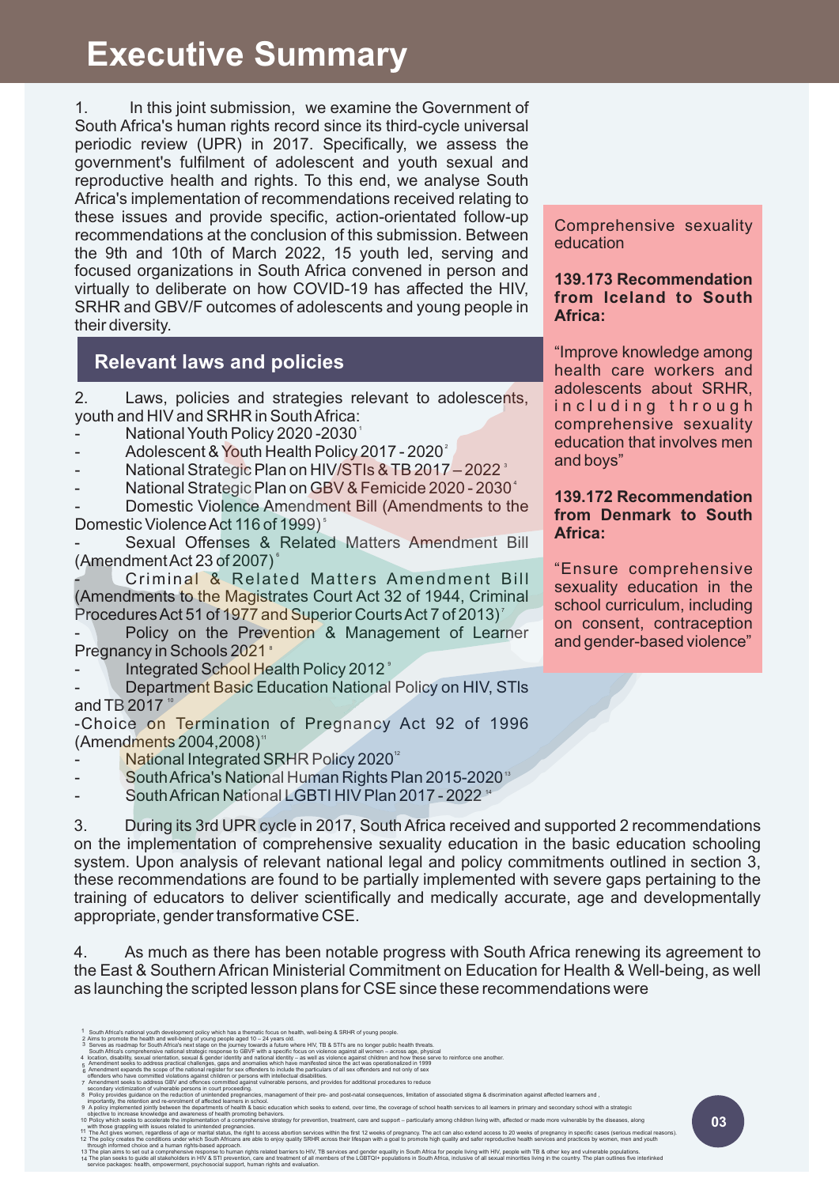# Executive Summary

1. In this joint submission, we examine the Government of South Africa's human rights record since its third-cycle universal periodic review (UPR) in 2017. Specifically, we assess the government's fulfilment of adolescent and youth sexual and reproductive health and rights. To this end, we analyse South Africa's implementation of recommendations received relating to these issues and provide specific, action-orientated follow-up recommendations at the conclusion of this submission. Between the 9th and 10th of March 2022, 15 youth led, serving and focused organizations in South Africa convened in person and virtually to deliberate on how COVID-19 has affected the HIV, SRHR and GBV/F outcomes of adolescents and young people in their diversity.

## Relevant laws and policies

2. Laws, policies and strategies relevant to adolescents, youth and HIV and SRHR in South Africa:

- National Youth Policy 2020 -2030[1]
- Adolescent & Youth Health Policy 2017 - 2020[2]
- National Strategic Plan on HIV/STIs & TB 2017 – 2022[3]
- National Strategic Plan on GBV & Femicide 2020 - 2030[4]
- Domestic Violence Amendment Bill (Amendments to the Domestic Violence Act 116 of 1999)[5]
- Sexual Offenses & Related Matters Amendment Bill (Amendment Act 23 of 2007)[6]
- Criminal & Related Matters Amendment Bill (Amendments to the Magistrates Court Act 32 of 1944, Criminal Procedures Act 51 of 1977 and Superior Courts Act 7 of 2013)[7]
- Policy on the Prevention & Management of Learner Pregnancy in Schools 2021[8]
- Integrated School Health Policy 2012[9]
- Department Basic Education National Policy on HIV, STIs and TB 2017[10]
- Choice on Termination of Pregnancy Act 92 of 1996 (Amendments 2004,2008)[11]
- National Integrated SRHR Policy 2020[12]
- South Africa's National Human Rights Plan 2015-2020[13]
- South African National LGBTI HIV Plan 2017 - 2022[14]

Comprehensive sexuality education

**139.173 Recommendation from Iceland to South Africa:**

"Improve knowledge among health care workers and adolescents about SRHR, including through comprehensive sexuality education that involves men and boys"

**139.172 Recommendation from Denmark to South Africa:**

"Ensure comprehensive sexuality education in the school curriculum, including on consent, contraception and gender-based violence"

3. During its 3rd UPR cycle in 2017, South Africa received and supported 2 recommendations on the implementation of comprehensive sexuality education in the basic education schooling system. Upon analysis of relevant national legal and policy commitments outlined in section 3, these recommendations are found to be partially implemented with severe gaps pertaining to the training of educators to deliver scientifically and medically accurate, age and developmentally appropriate, gender transformative CSE.

4. As much as there has been notable progress with South Africa renewing its agreement to the East & Southern African Ministerial Commitment on Education for Health & Well-being, as well as launching the scripted lesson plans for CSE since these recommendations were

---

1 South Africa's national youth development policy which has a thematic focus on health, well-being & SRHR of young people.
2 Aims to promote the health and well-being of young people aged 10 – 24 years old.
3 Serves as roadmap for South Africa's next stage on the journey towards a future where HIV, TB & STIs are no longer public health threats.
South Africa's comprehensive national strategic response to GBVF with a specific focus on violence against all women – across age, physical
4 location, disability, sexual orientation, sexual & gender identity and national identity – as well as violence against children and how these serve to reinforce one another.
5 Amendment seeks to address practical challenges, gaps and anomalies which have manifested since the act was operationalized in 1999
6 Amendment expands the scope of the national register for sex offenders to include the particulars of all sex offenders and not only of sex offenders who have committed violations against children or persons with intellectual disabilities.
7 Amendment seeks to address GBV and offences committed against vulnerable persons, and provides for additional procedures to reduce secondary victimization of vulnerable persons in court proceeding.
8 Policy provides guidance on the reduction of unintended pregnancies, management of their pre- and post-natal consequences, limitation of associated stigma & discrimination against affected learners and , importantly, the retention and re-enrolment of affected learners in school.
9 A policy implemented jointly between the departments of health & basic education which seeks to extend, over time, the coverage of school health services to all learners in primary and secondary school with a strategic objective to increase knowledge and awareness of health promoting behaviors.
10 Policy which seeks to accelerate the implementation of a comprehensive strategy for prevention, treatment, care and support – particularly among children living with, affected or made more vulnerable by the diseases, along with those grappling with issues related to unintended pregnancies.
11 The Act gives women, regardless of age or marital status, the right to access abortion services within the first 12 weeks of pregnancy. The act can also extend access to 20 weeks of pregnancy in specific cases (serious medical reasons).
12 The policy creates the conditions under which South Africans are able to enjoy quality SRHR across their lifespan with a goal to promote high quality and safer reproductive health services and practices by women, men and youth through informed choice and a human rights-based approach.
13 The plan aims to set out a comprehensive response to human rights related barriers to HIV, TB services and gender equality in South Africa for people living with HIV, people with TB & other key and vulnerable populations.
14 The plan seeks to guide all stakeholders in HIV & STI prevention, care and treatment of all members of the LGBTQI+ populations in South Africa, inclusive of all sexual minorities living in the country. The plan outlines five interlinked service packages: health, empowerment, psychosocial support, human rights and evaluation.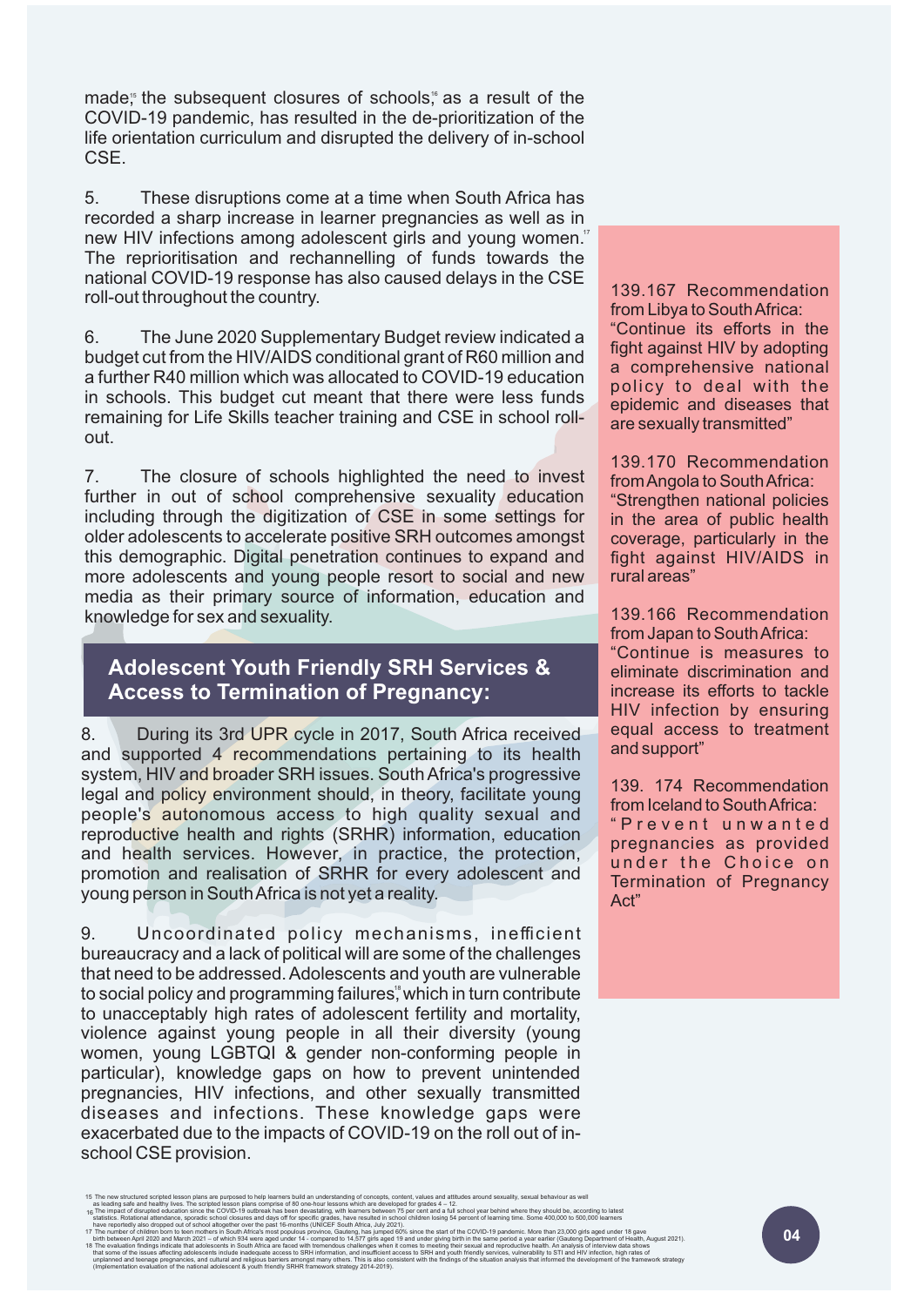made;[15] the subsequent closures of schools,[16] as a result of the COVID-19 pandemic, has resulted in the de-prioritization of the life orientation curriculum and disrupted the delivery of in-school CSE.

5. These disruptions come at a time when South Africa has recorded a sharp increase in learner pregnancies as well as in new HIV infections among adolescent girls and young women.[17] The reprioritisation and rechannelling of funds towards the national COVID-19 response has also caused delays in the CSE roll-out throughout the country.

6. The June 2020 Supplementary Budget review indicated a budget cut from the HIV/AIDS conditional grant of R60 million and a further R40 million which was allocated to COVID-19 education in schools. This budget cut meant that there were less funds remaining for Life Skills teacher training and CSE in school roll-out.

7. The closure of schools highlighted the need to invest further in out of school comprehensive sexuality education including through the digitization of CSE in some settings for older adolescents to accelerate positive SRH outcomes amongst this demographic. Digital penetration continues to expand and more adolescents and young people resort to social and new media as their primary source of information, education and knowledge for sex and sexuality.

## Adolescent Youth Friendly SRH Services & Access to Termination of Pregnancy:

8. During its 3rd UPR cycle in 2017, South Africa received and supported 4 recommendations pertaining to its health system, HIV and broader SRH issues. South Africa's progressive legal and policy environment should, in theory, facilitate young people's autonomous access to high quality sexual and reproductive health and rights (SRHR) information, education and health services. However, in practice, the protection, promotion and realisation of SRHR for every adolescent and young person in South Africa is not yet a reality.

9. Uncoordinated policy mechanisms, inefficient bureaucracy and a lack of political will are some of the challenges that need to be addressed. Adolescents and youth are vulnerable to social policy and programming failures,[18] which in turn contribute to unacceptably high rates of adolescent fertility and mortality, violence against young people in all their diversity (young women, young LGBTQI & gender non-conforming people in particular), knowledge gaps on how to prevent unintended pregnancies, HIV infections, and other sexually transmitted diseases and infections. These knowledge gaps were exacerbated due to the impacts of COVID-19 on the roll out of in-school CSE provision.

139.167 Recommendation from Libya to South Africa: "Continue its efforts in the fight against HIV by adopting a comprehensive national policy to deal with the epidemic and diseases that are sexually transmitted"

139.170 Recommendation from Angola to South Africa: "Strengthen national policies in the area of public health coverage, particularly in the fight against HIV/AIDS in rural areas"

139.166 Recommendation from Japan to South Africa: "Continue is measures to eliminate discrimination and increase its efforts to tackle HIV infection by ensuring equal access to treatment and support"

139. 174 Recommendation from Iceland to South Africa: "Prevent unwanted pregnancies as provided under the Choice on Termination of Pregnancy Act"

15 The new structured scripted lesson plans are purposed to help learners build an understanding of concepts, content, values and attitudes around sexuality, sexual behaviour as well as leading safe and healthy lives. The scripted lesson plans comprise of 80 one-hour lessons which are developed for grades 4 – 12.

16 The impact of disrupted education since the COVID-19 outbreak has been devastating, with learners between 75 per cent and a full school year behind where they should be, according to latest statistics. Rotational attendance, sporadic school closures and days off for specific grades, have resulted in school children losing 54 percent of learning time. Some 400,000 to 500,000 learners have reportedly also dropped out of school altogether over the past 16-months (UNICEF South Africa, July 2021).

17 The number of children born to teen mothers in South Africa's most populous province, Gauteng, has jumped 60% since the start of the COVID-19 pandemic. More than 23,000 girls aged under 18 gave birth between April 2020 and March 2021 – of which 934 were aged under 14 - compared to 14,577 girls aged 19 and under giving birth in the same period a year earlier (Gauteng Department of Health, August 2021).

18 The evaluation findings indicate that adolescents in South Africa are faced with tremendous challenges when it comes to meeting their sexual and reproductive health. An analysis of interview data shows that some of the issues affecting adolescents include inadequate access to SRH information, and insufficient access to SRH and youth friendly services, vulnerability to STI and HIV infection, high rates of unplanned and teenage pregnancies, and cultural and religious barriers amongst many others. This is also consistent with the findings of the situation analysis that informed the development of the framework strategy (Implementation evaluation of the national adolescent & youth friendly SRHR framework strategy 2014-2019).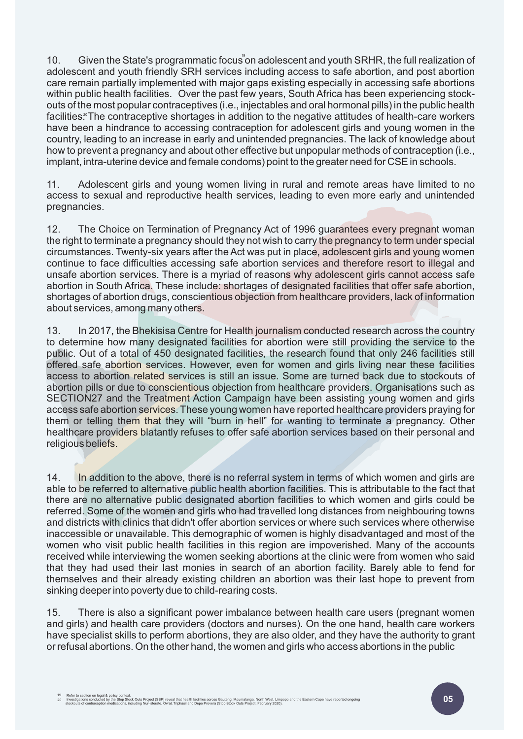10. Given the State's programmatic focus[19] on adolescent and youth SRHR, the full realization of adolescent and youth friendly SRH services including access to safe abortion, and post abortion care remain partially implemented with major gaps existing especially in accessing safe abortions within public health facilities. Over the past few years, South Africa has been experiencing stock-outs of the most popular contraceptives (i.e., injectables and oral hormonal pills) in the public health facilities.[20] The contraceptive shortages in addition to the negative attitudes of health-care workers have been a hindrance to accessing contraception for adolescent girls and young women in the country, leading to an increase in early and unintended pregnancies. The lack of knowledge about how to prevent a pregnancy and about other effective but unpopular methods of contraception (i.e., implant, intra-uterine device and female condoms) point to the greater need for CSE in schools.

11. Adolescent girls and young women living in rural and remote areas have limited to no access to sexual and reproductive health services, leading to even more early and unintended pregnancies.

12. The Choice on Termination of Pregnancy Act of 1996 guarantees every pregnant woman the right to terminate a pregnancy should they not wish to carry the pregnancy to term under special circumstances. Twenty-six years after the Act was put in place, adolescent girls and young women continue to face difficulties accessing safe abortion services and therefore resort to illegal and unsafe abortion services. There is a myriad of reasons why adolescent girls cannot access safe abortion in South Africa. These include: shortages of designated facilities that offer safe abortion, shortages of abortion drugs, conscientious objection from healthcare providers, lack of information about services, among many others.

13. In 2017, the Bhekisisa Centre for Health journalism conducted research across the country to determine how many designated facilities for abortion were still providing the service to the public. Out of a total of 450 designated facilities, the research found that only 246 facilities still offered safe abortion services. However, even for women and girls living near these facilities access to abortion related services is still an issue. Some are turned back due to stockouts of abortion pills or due to conscientious objection from healthcare providers. Organisations such as SECTION27 and the Treatment Action Campaign have been assisting young women and girls access safe abortion services. These young women have reported healthcare providers praying for them or telling them that they will "burn in hell" for wanting to terminate a pregnancy. Other healthcare providers blatantly refuses to offer safe abortion services based on their personal and religious beliefs.

14. In addition to the above, there is no referral system in terms of which women and girls are able to be referred to alternative public health abortion facilities. This is attributable to the fact that there are no alternative public designated abortion facilities to which women and girls could be referred. Some of the women and girls who had travelled long distances from neighbouring towns and districts with clinics that didn't offer abortion services or where such services where otherwise inaccessible or unavailable. This demographic of women is highly disadvantaged and most of the women who visit public health facilities in this region are impoverished. Many of the accounts received while interviewing the women seeking abortions at the clinic were from women who said that they had used their last monies in search of an abortion facility. Barely able to fend for themselves and their already existing children an abortion was their last hope to prevent from sinking deeper into poverty due to child-rearing costs.

15. There is also a significant power imbalance between health care users (pregnant women and girls) and health care providers (doctors and nurses). On the one hand, health care workers have specialist skills to perform abortions, they are also older, and they have the authority to grant or refusal abortions. On the other hand, the women and girls who access abortions in the public

[19] Refer to section on legal & policy context.
[20] Investigations conducted by the Stop Stock Outs Project (SSP) reveal that health facilities across Gauteng, Mpumalanga, North West, Limpopo and the Eastern Cape have reported ongoing stockouts of contraception medications, including Nur-isterate, Ovral, Triphasil and Depo Provera (Stop Stock Outs Project, February 2020).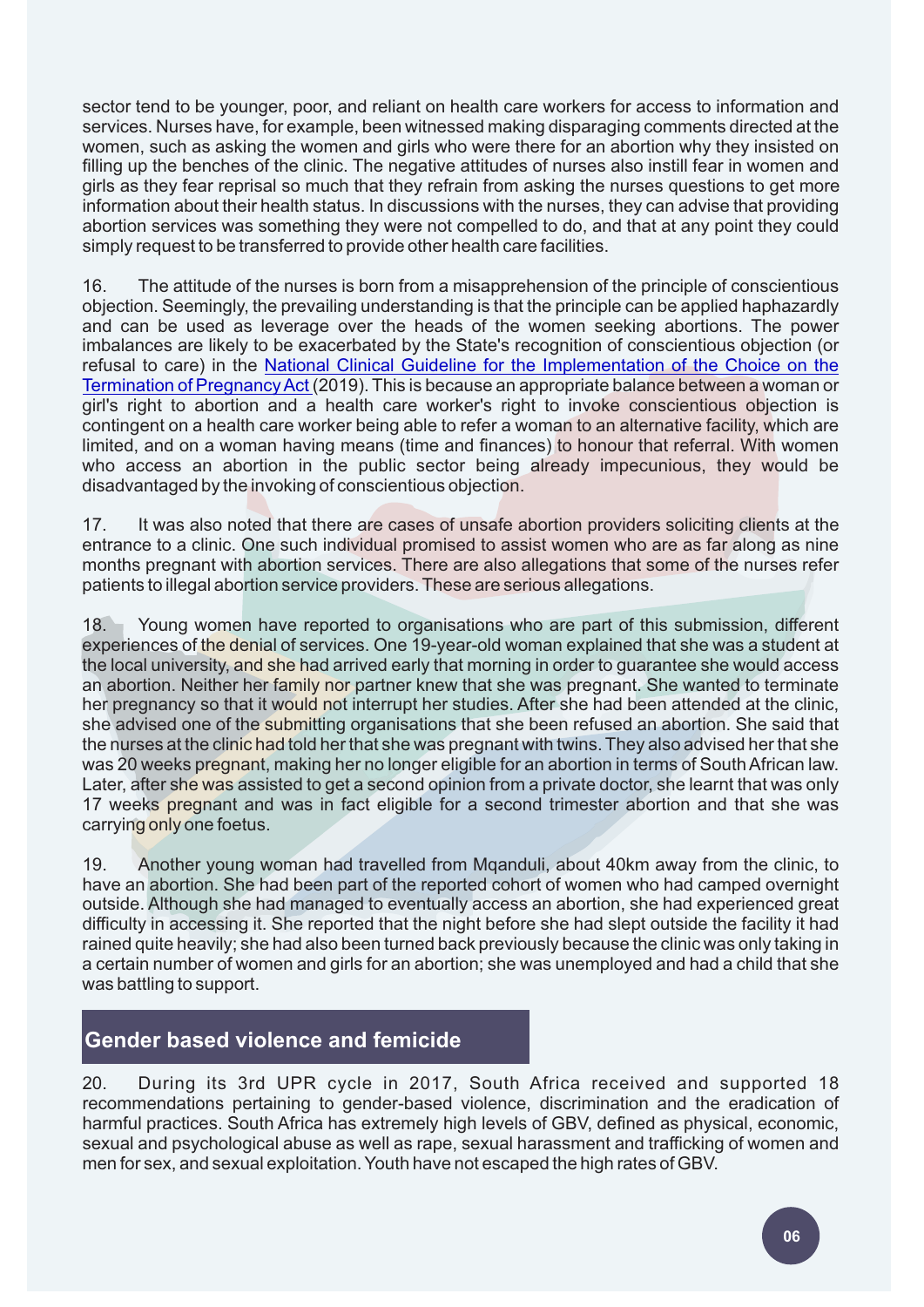sector tend to be younger, poor, and reliant on health care workers for access to information and services. Nurses have, for example, been witnessed making disparaging comments directed at the women, such as asking the women and girls who were there for an abortion why they insisted on filling up the benches of the clinic. The negative attitudes of nurses also instill fear in women and girls as they fear reprisal so much that they refrain from asking the nurses questions to get more information about their health status. In discussions with the nurses, they can advise that providing abortion services was something they were not compelled to do, and that at any point they could simply request to be transferred to provide other health care facilities.

16. The attitude of the nurses is born from a misapprehension of the principle of conscientious objection. Seemingly, the prevailing understanding is that the principle can be applied haphazardly and can be used as leverage over the heads of the women seeking abortions. The power imbalances are likely to be exacerbated by the State's recognition of conscientious objection (or refusal to care) in the National Clinical Guideline for the Implementation of the Choice on the Termination of Pregnancy Act (2019). This is because an appropriate balance between a woman or girl's right to abortion and a health care worker's right to invoke conscientious objection is contingent on a health care worker being able to refer a woman to an alternative facility, which are limited, and on a woman having means (time and finances) to honour that referral. With women who access an abortion in the public sector being already impecunious, they would be disadvantaged by the invoking of conscientious objection.

17. It was also noted that there are cases of unsafe abortion providers soliciting clients at the entrance to a clinic. One such individual promised to assist women who are as far along as nine months pregnant with abortion services. There are also allegations that some of the nurses refer patients to illegal abortion service providers. These are serious allegations.

18. Young women have reported to organisations who are part of this submission, different experiences of the denial of services. One 19-year-old woman explained that she was a student at the local university, and she had arrived early that morning in order to guarantee she would access an abortion. Neither her family nor partner knew that she was pregnant. She wanted to terminate her pregnancy so that it would not interrupt her studies. After she had been attended at the clinic, she advised one of the submitting organisations that she been refused an abortion. She said that the nurses at the clinic had told her that she was pregnant with twins. They also advised her that she was 20 weeks pregnant, making her no longer eligible for an abortion in terms of South African law. Later, after she was assisted to get a second opinion from a private doctor, she learnt that was only 17 weeks pregnant and was in fact eligible for a second trimester abortion and that she was carrying only one foetus.

19. Another young woman had travelled from Mqanduli, about 40km away from the clinic, to have an abortion. She had been part of the reported cohort of women who had camped overnight outside. Although she had managed to eventually access an abortion, she had experienced great difficulty in accessing it. She reported that the night before she had slept outside the facility it had rained quite heavily; she had also been turned back previously because the clinic was only taking in a certain number of women and girls for an abortion; she was unemployed and had a child that she was battling to support.

## Gender based violence and femicide

20. During its 3rd UPR cycle in 2017, South Africa received and supported 18 recommendations pertaining to gender-based violence, discrimination and the eradication of harmful practices. South Africa has extremely high levels of GBV, defined as physical, economic, sexual and psychological abuse as well as rape, sexual harassment and trafficking of women and men for sex, and sexual exploitation. Youth have not escaped the high rates of GBV.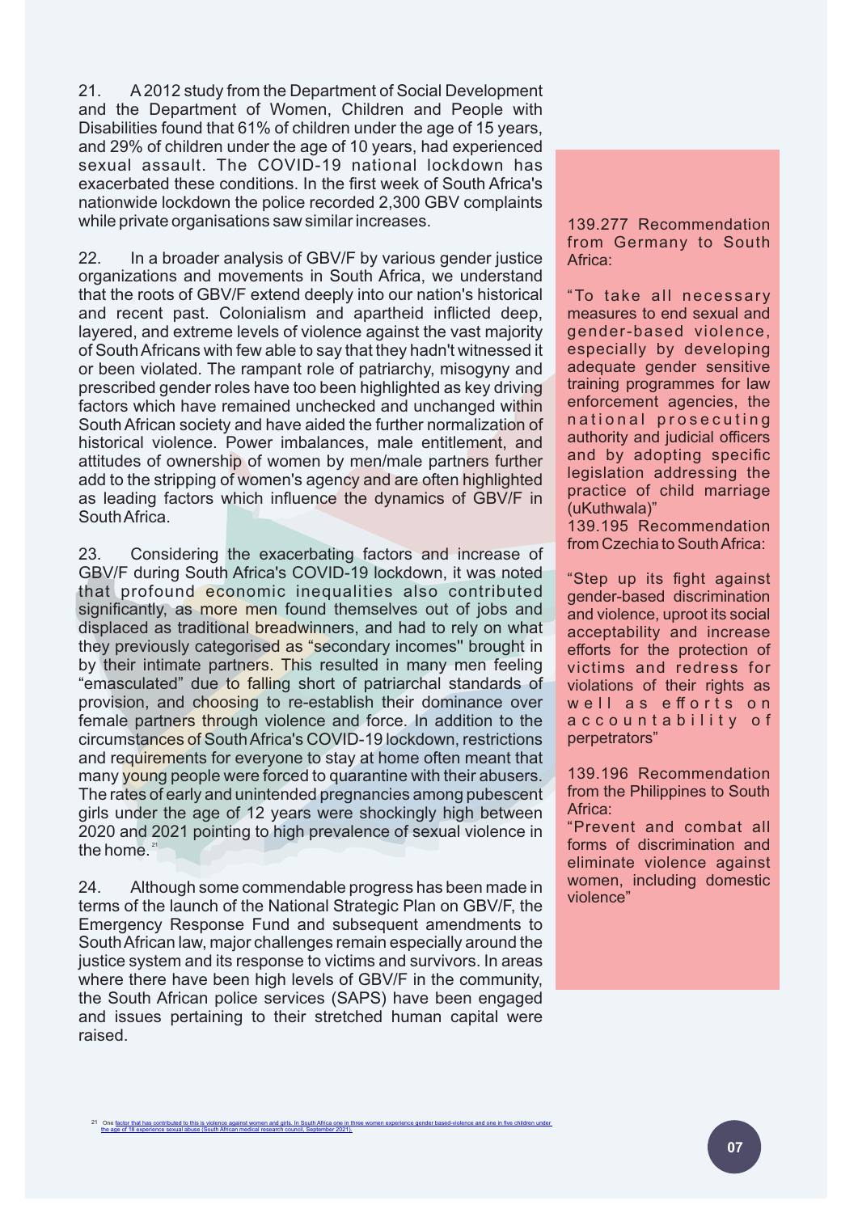21. A 2012 study from the Department of Social Development and the Department of Women, Children and People with Disabilities found that 61% of children under the age of 15 years, and 29% of children under the age of 10 years, had experienced sexual assault. The COVID-19 national lockdown has exacerbated these conditions. In the first week of South Africa's nationwide lockdown the police recorded 2,300 GBV complaints while private organisations saw similar increases.

22. In a broader analysis of GBV/F by various gender justice organizations and movements in South Africa, we understand that the roots of GBV/F extend deeply into our nation's historical and recent past. Colonialism and apartheid inflicted deep, layered, and extreme levels of violence against the vast majority of South Africans with few able to say that they hadn't witnessed it or been violated. The rampant role of patriarchy, misogyny and prescribed gender roles have too been highlighted as key driving factors which have remained unchecked and unchanged within South African society and have aided the further normalization of historical violence. Power imbalances, male entitlement, and attitudes of ownership of women by men/male partners further add to the stripping of women's agency and are often highlighted as leading factors which influence the dynamics of GBV/F in South Africa.

23. Considering the exacerbating factors and increase of GBV/F during South Africa's COVID-19 lockdown, it was noted that profound economic inequalities also contributed significantly, as more men found themselves out of jobs and displaced as traditional breadwinners, and had to rely on what they previously categorised as "secondary incomes" brought in by their intimate partners. This resulted in many men feeling "emasculated" due to falling short of patriarchal standards of provision, and choosing to re-establish their dominance over female partners through violence and force. In addition to the circumstances of South Africa's COVID-19 lockdown, restrictions and requirements for everyone to stay at home often meant that many young people were forced to quarantine with their abusers. The rates of early and unintended pregnancies among pubescent girls under the age of 12 years were shockingly high between 2020 and 2021 pointing to high prevalence of sexual violence in the home.[21]

24. Although some commendable progress has been made in terms of the launch of the National Strategic Plan on GBV/F, the Emergency Response Fund and subsequent amendments to South African law, major challenges remain especially around the justice system and its response to victims and survivors. In areas where there have been high levels of GBV/F in the community, the South African police services (SAPS) have been engaged and issues pertaining to their stretched human capital were raised.

139.277 Recommendation from Germany to South Africa:

"To take all necessary measures to end sexual and gender-based violence, especially by developing adequate gender sensitive training programmes for law enforcement agencies, the national prosecuting authority and judicial officers and by adopting specific legislation addressing the practice of child marriage (uKuthwala)"

139.195 Recommendation from Czechia to South Africa:

"Step up its fight against gender-based discrimination and violence, uproot its social acceptability and increase efforts for the protection of victims and redress for violations of their rights as well as efforts on accountability of perpetrators"

139.196 Recommendation from the Philippines to South Africa:

"Prevent and combat all forms of discrimination and eliminate violence against women, including domestic violence"

[21] One factor that has contributed to this is violence against women and girls. In South Africa one in three women experience gender based-violence and one in five children under the age of 18 experience sexual abuse (South African medical research council, September 2021).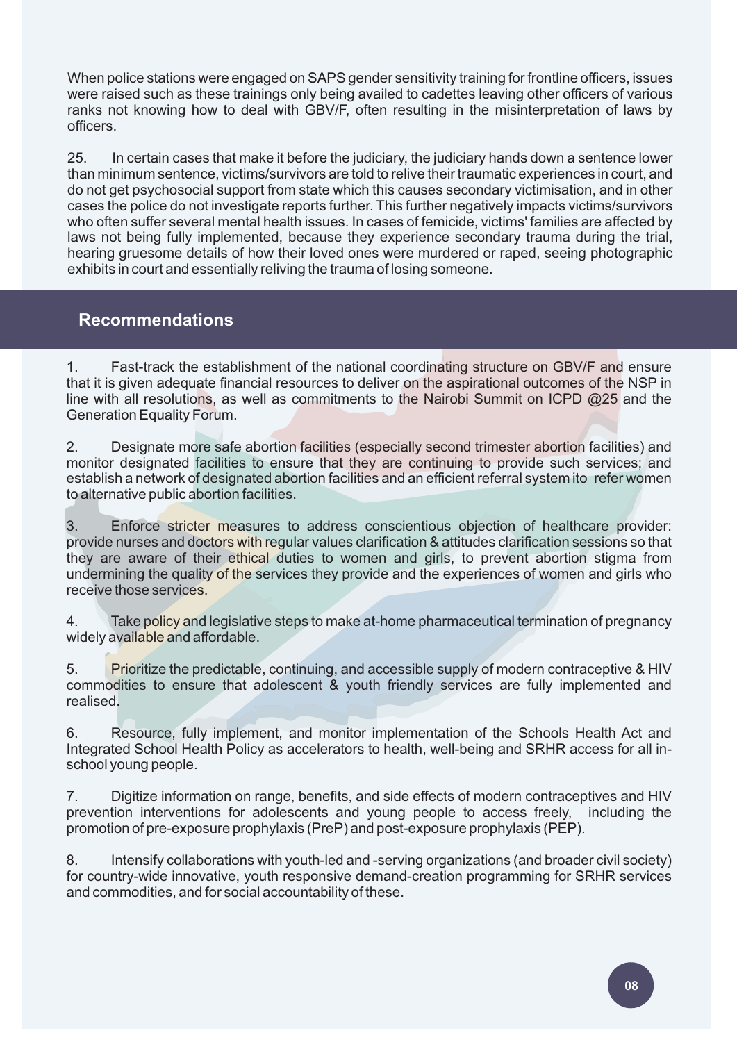When police stations were engaged on SAPS gender sensitivity training for frontline officers, issues were raised such as these trainings only being availed to cadettes leaving other officers of various ranks not knowing how to deal with GBV/F, often resulting in the misinterpretation of laws by officers.

25. In certain cases that make it before the judiciary, the judiciary hands down a sentence lower than minimum sentence, victims/survivors are told to relive their traumatic experiences in court, and do not get psychosocial support from state which this causes secondary victimisation, and in other cases the police do not investigate reports further. This further negatively impacts victims/survivors who often suffer several mental health issues. In cases of femicide, victims' families are affected by laws not being fully implemented, because they experience secondary trauma during the trial, hearing gruesome details of how their loved ones were murdered or raped, seeing photographic exhibits in court and essentially reliving the trauma of losing someone.

## Recommendations

1. Fast-track the establishment of the national coordinating structure on GBV/F and ensure that it is given adequate financial resources to deliver on the aspirational outcomes of the NSP in line with all resolutions, as well as commitments to the Nairobi Summit on ICPD @25 and the Generation Equality Forum.

2. Designate more safe abortion facilities (especially second trimester abortion facilities) and monitor designated facilities to ensure that they are continuing to provide such services; and establish a network of designated abortion facilities and an efficient referral system ito refer women to alternative public abortion facilities.

3. Enforce stricter measures to address conscientious objection of healthcare provider: provide nurses and doctors with regular values clarification & attitudes clarification sessions so that they are aware of their ethical duties to women and girls, to prevent abortion stigma from undermining the quality of the services they provide and the experiences of women and girls who receive those services.

4. Take policy and legislative steps to make at-home pharmaceutical termination of pregnancy widely available and affordable.

5. Prioritize the predictable, continuing, and accessible supply of modern contraceptive & HIV commodities to ensure that adolescent & youth friendly services are fully implemented and realised.

6. Resource, fully implement, and monitor implementation of the Schools Health Act and Integrated School Health Policy as accelerators to health, well-being and SRHR access for all in-school young people.

7. Digitize information on range, benefits, and side effects of modern contraceptives and HIV prevention interventions for adolescents and young people to access freely, including the promotion of pre-exposure prophylaxis (PreP) and post-exposure prophylaxis (PEP).

8. Intensify collaborations with youth-led and -serving organizations (and broader civil society) for country-wide innovative, youth responsive demand-creation programming for SRHR services and commodities, and for social accountability of these.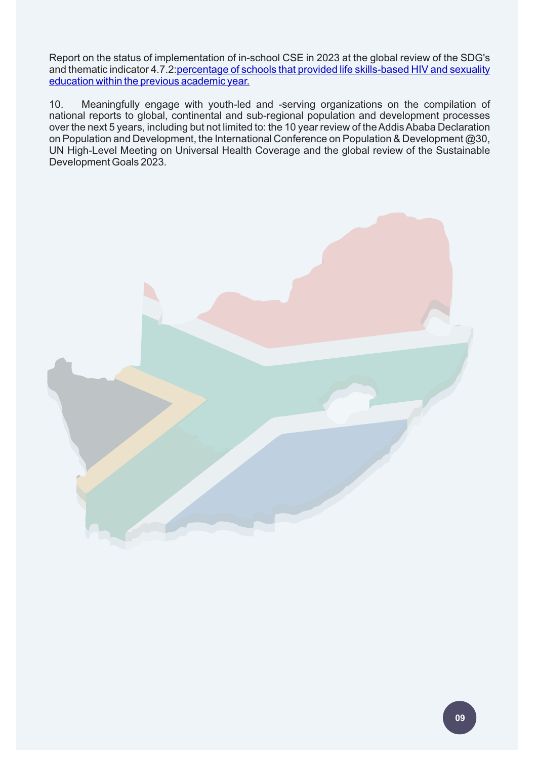Report on the status of implementation of in-school CSE in 2023 at the global review of the SDG's and thematic indicator 4.7.2: percentage of schools that provided life skills-based HIV and sexuality education within the previous academic year.

10. Meaningfully engage with youth-led and -serving organizations on the compilation of national reports to global, continental and sub-regional population and development processes over the next 5 years, including but not limited to: the 10 year review of the Addis Ababa Declaration on Population and Development, the International Conference on Population & Development @30, UN High-Level Meeting on Universal Health Coverage and the global review of the Sustainable Development Goals 2023.